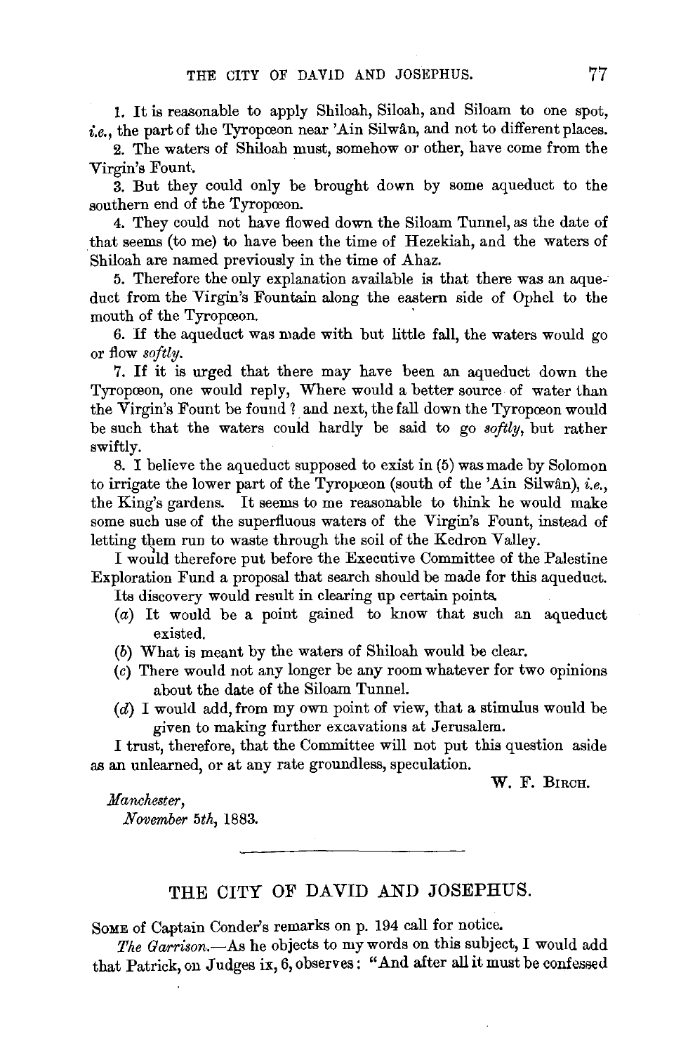1. It is reasonable to apply Shiloah, Siloah, and Siloam to one spot, *i.e.*, the part of the Tyropœon near 'Ain Silwân, and not to different places.

2. The waters of Shiloah must, somehow or other, have come from the Virgin's Fount.

3. But they could only be brought down by some aqueduct to the southern end of the Tyropœon.

4. They could not have flowed down the Siloam Tunnel, as the date of that seems (to me) to have been the time of Hezekiah, and the waters of Shiloah are named previously in the time of Ahaz.

5. Therefore the only explanation available is that there was an aqueduct from the Virgin's Fountain along the eastern side of Ophel to the mouth of the Tyropœon.

6. If the aqueduct was made with but little fall, the waters would go or flow *softly*.

7. If it is urged that there may have been an aqueduct down the Tyropœon, one would reply, Where would a better source of water than the Virgin's Fount be found? and next, the fall down the Tyropœon would be such that the waters could hardly be said to go *softly*, but rather swiftly.

8. I believe the aqueduct supposed to exist in (5) was made by Solomon to irrigate the lower part of the Tyropœon (south of the 'Ain Silwân), *i.e.*, the King's gardens. It seems to me reasonable to think he would make some such use of the superfluous waters of the Virgin's Fount, instead of letting them run to waste through the soil of the Kedron Valley.

I would therefore put before the Executive Committee of the Palestine Exploration Fund a proposal that search should be made for this aqueduct.

Its discovery would result in clearing up certain points.

(*a*) It would be a point gained to know that such an aqueduct existed.

(*b*) What is meant by the waters of Shiloah would be clear.

(*c*) There would not any longer be any room whatever for two opinions about the date of the Siloam Tunnel.

(*d*) I would add, from my own point of view, that a stimulus would be given to making further excavations at Jerusalem.

I trust, therefore, that the Committee will not put this question aside as an unlearned, or at any rate groundless, speculation.

W. F. Birch.

*Manchester,*
*November 5th*, 1883.

---

## THE CITY OF DAVID AND JOSEPHUS.

Some of Captain Conder's remarks on p. 194 call for notice.

*The Garrison.*—As he objects to my words on this subject, I would add that Patrick, on Judges ix, 6, observes: "And after all it must be confessed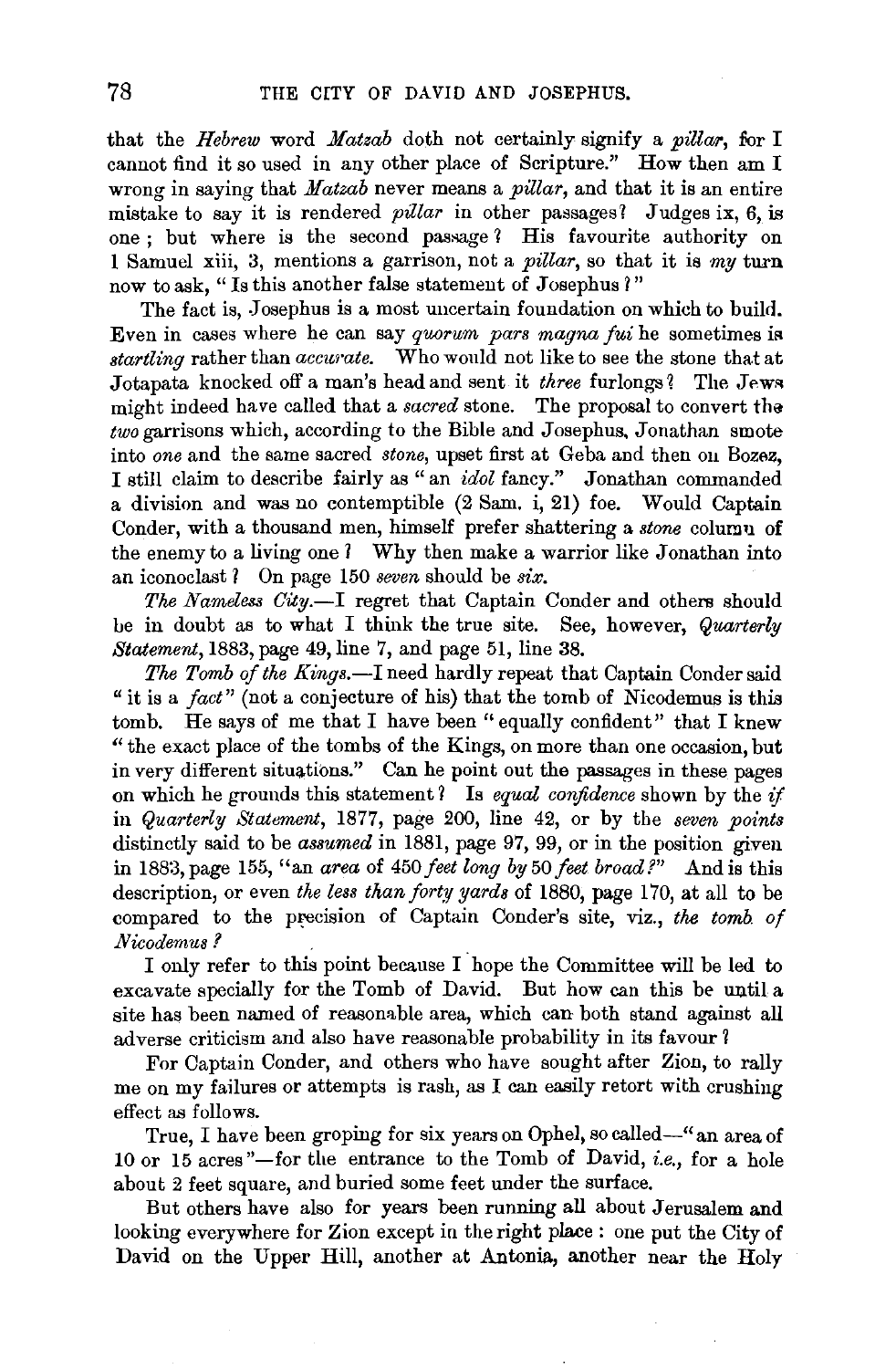that the *Hebrew* word *Matzab* doth not certainly signify a *pillar*, for I cannot find it so used in any other place of Scripture." How then am I wrong in saying that *Matzab* never means a *pillar*, and that it is an entire mistake to say it is rendered *pillar* in other passages? Judges ix, 6, is one; but where is the second passage? His favourite authority on 1 Samuel xiii, 3, mentions a garrison, not a *pillar*, so that it is *my* turn now to ask, "Is this another false statement of Josephus?"

The fact is, Josephus is a most uncertain foundation on which to build. Even in cases where he can say *quorum pars magna fui* he sometimes is *startling* rather than *accurate*. Who would not like to see the stone that at Jotapata knocked off a man's head and sent it *three* furlongs? The Jews might indeed have called that a *sacred* stone. The proposal to convert the *two* garrisons which, according to the Bible and Josephus, Jonathan smote into *one* and the same sacred *stone*, upset first at Geba and then on Bozez, I still claim to describe fairly as "an *idol* fancy." Jonathan commanded a division and was no contemptible (2 Sam. i, 21) foe. Would Captain Conder, with a thousand men, himself prefer shattering a *stone* column of the enemy to a living one? Why then make a warrior like Jonathan into an iconoclast? On page 150 *seven* should be *six*.

*The Nameless City.*—I regret that Captain Conder and others should be in doubt as to what I think the true site. See, however, *Quarterly Statement*, 1883, page 49, line 7, and page 51, line 38.

*The Tomb of the Kings.*—I need hardly repeat that Captain Conder said "it is a *fact*" (not a conjecture of his) that the tomb of Nicodemus is this tomb. He says of me that I have been "equally confident" that I knew "the exact place of the tombs of the Kings, on more than one occasion, but in very different situations." Can he point out the passages in these pages on which he grounds this statement? Is *equal confidence* shown by the *if* in *Quarterly Statement*, 1877, page 200, line 42, or by the *seven points* distinctly said to be *assumed* in 1881, page 97, 99, or in the position given in 1883, page 155, "an *area* of 450 *feet long by* 50 *feet broad?*" And is this description, or even *the less than forty yards* of 1880, page 170, at all to be compared to the precision of Captain Conder's site, viz., *the tomb of Nicodemus?*

I only refer to this point because I hope the Committee will be led to excavate specially for the Tomb of David. But how can this be until a site has been named of reasonable area, which can both stand against all adverse criticism and also have reasonable probability in its favour?

For Captain Conder, and others who have sought after Zion, to rally me on my failures or attempts is rash, as I can easily retort with crushing effect as follows.

True, I have been groping for six years on Ophel, so called—"an area of 10 or 15 acres"—for the entrance to the Tomb of David, *i.e.*, for a hole about 2 feet square, and buried some feet under the surface.

But others have also for years been running all about Jerusalem and looking everywhere for Zion except in the right place: one put the City of David on the Upper Hill, another at Antonia, another near the Holy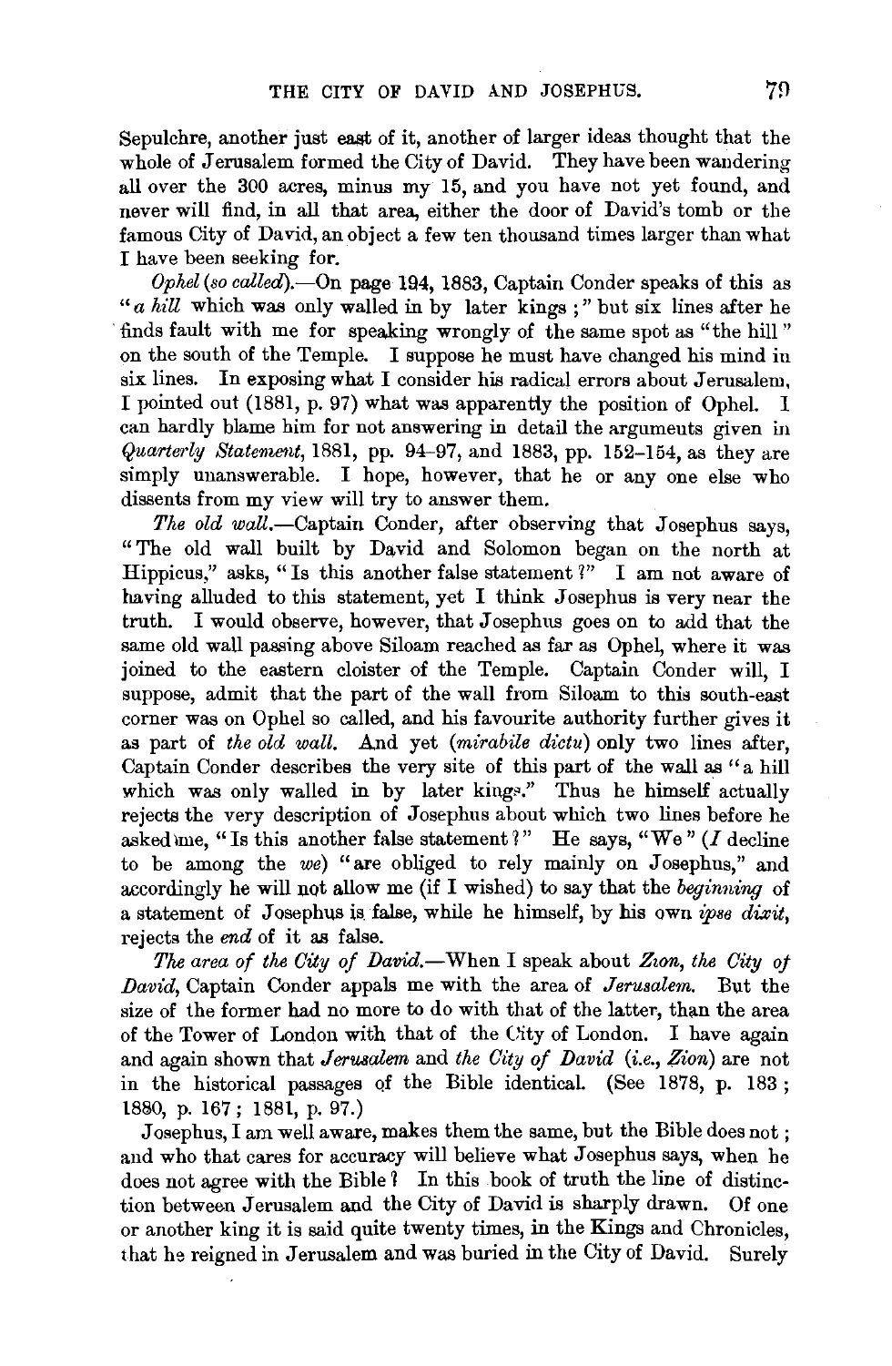Sepulchre, another just east of it, another of larger ideas thought that the whole of Jerusalem formed the City of David. They have been wandering all over the 300 acres, minus my 15, and you have not yet found, and never will find, in all that area, either the door of David's tomb or the famous City of David, an object a few ten thousand times larger than what I have been seeking for.

*Ophel* (*so called*).—On page 194, 1883, Captain Conder speaks of this as "*a hill* which was only walled in by later kings;" but six lines after he finds fault with me for speaking wrongly of the same spot as "the hill" on the south of the Temple. I suppose he must have changed his mind in six lines. In exposing what I consider his radical errors about Jerusalem, I pointed out (1881, p. 97) what was apparently the position of Ophel. I can hardly blame him for not answering in detail the arguments given in *Quarterly Statement*, 1881, pp. 94–97, and 1883, pp. 152–154, as they are simply unanswerable. I hope, however, that he or any one else who dissents from my view will try to answer them.

*The old wall.*—Captain Conder, after observing that Josephus says, "The old wall built by David and Solomon began on the north at Hippicus," asks, "Is this another false statement?" I am not aware of having alluded to this statement, yet I think Josephus is very near the truth. I would observe, however, that Josephus goes on to add that the same old wall passing above Siloam reached as far as Ophel, where it was joined to the eastern cloister of the Temple. Captain Conder will, I suppose, admit that the part of the wall from Siloam to this south-east corner was on Ophel so called, and his favourite authority further gives it as part of *the old wall*. And yet (*mirabile dictu*) only two lines after, Captain Conder describes the very site of this part of the wall as "a hill which was only walled in by later kings." Thus he himself actually rejects the very description of Josephus about which two lines before he asked me, "Is this another false statement?" He says, "We" (*I* decline to be among the *we*) "are obliged to rely mainly on Josephus," and accordingly he will not allow me (if I wished) to say that the *beginning* of a statement of Josephus is false, while he himself, by his own *ipse dixit*, rejects the *end* of it as false.

*The area of the City of David.*—When I speak about *Zion, the City of David*, Captain Conder appals me with the area of *Jerusalem*. But the size of the former had no more to do with that of the latter, than the area of the Tower of London with that of the City of London. I have again and again shown that *Jerusalem* and *the City of David* (*i.e.*, *Zion*) are not in the historical passages of the Bible identical. (See 1878, p. 183; 1880, p. 167; 1881, p. 97.)

Josephus, I am well aware, makes them the same, but the Bible does not; and who that cares for accuracy will believe what Josephus says, when he does not agree with the Bible? In this book of truth the line of distinction between Jerusalem and the City of David is sharply drawn. Of one or another king it is said quite twenty times, in the Kings and Chronicles, that he reigned in Jerusalem and was buried in the City of David. Surely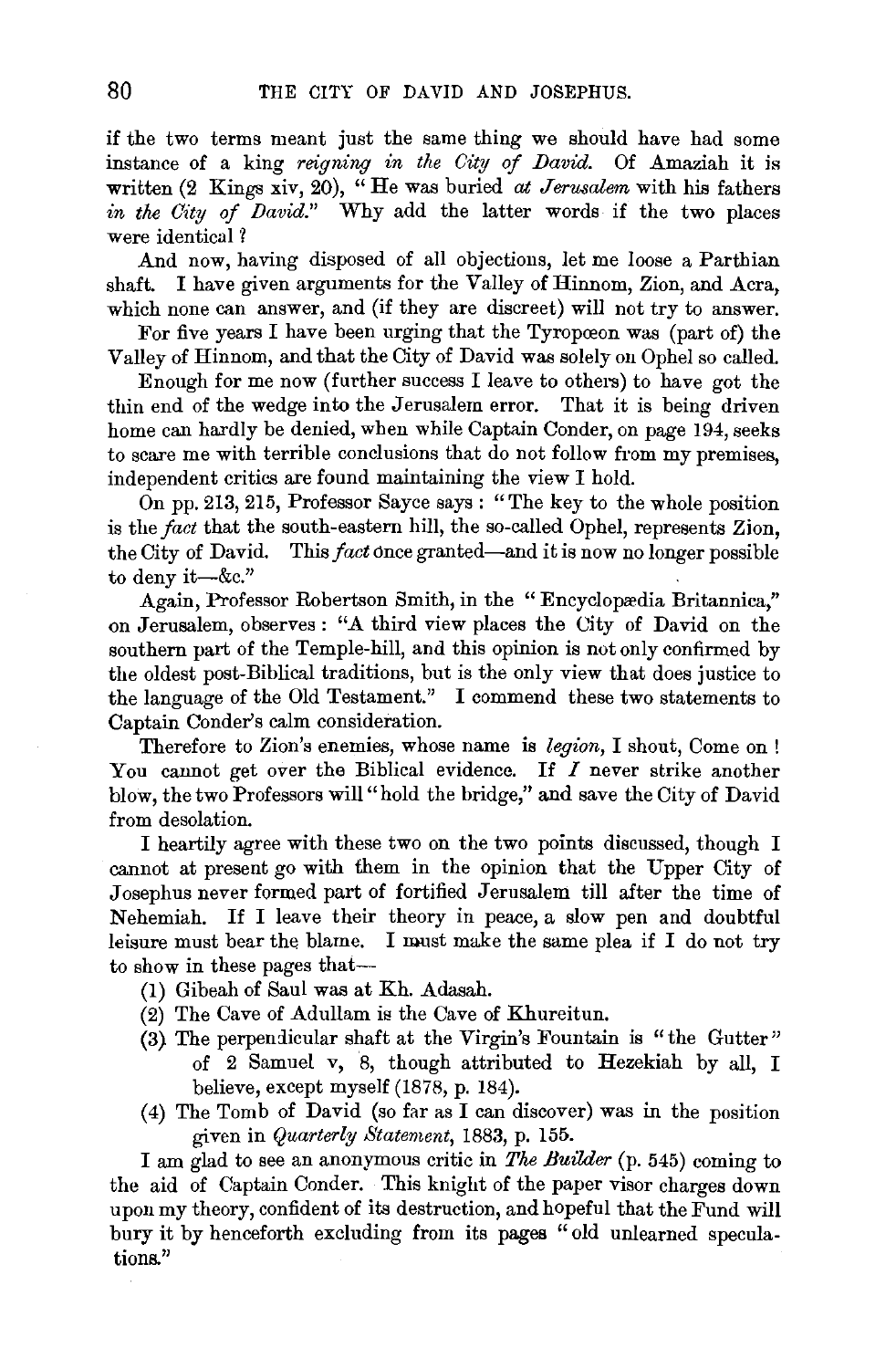if the two terms meant just the same thing we should have had some instance of a king *reigning in the City of David.* Of Amaziah it is written (2 Kings xiv, 20), "He was buried *at Jerusalem* with his fathers *in the City of David.*" Why add the latter words if the two places were identical?

And now, having disposed of all objections, let me loose a Parthian shaft. I have given arguments for the Valley of Hinnom, Zion, and Acra, which none can answer, and (if they are discreet) will not try to answer.

For five years I have been urging that the Tyropœon was (part of) the Valley of Hinnom, and that the City of David was solely on Ophel so called.

Enough for me now (further success I leave to others) to have got the thin end of the wedge into the Jerusalem error. That it is being driven home can hardly be denied, when while Captain Conder, on page 194, seeks to scare me with terrible conclusions that do not follow from my premises, independent critics are found maintaining the view I hold.

On pp. 213, 215, Professor Sayce says: "The key to the whole position is the *fact* that the south-eastern hill, the so-called Ophel, represents Zion, the City of David. This *fact* once granted—and it is now no longer possible to deny it—&c."

Again, Professor Robertson Smith, in the "Encyclopædia Britannica," on Jerusalem, observes: "A third view places the City of David on the southern part of the Temple-hill, and this opinion is not only confirmed by the oldest post-Biblical traditions, but is the only view that does justice to the language of the Old Testament." I commend these two statements to Captain Conder's calm consideration.

Therefore to Zion's enemies, whose name is *legion*, I shout, Come on! You cannot get over the Biblical evidence. If *I* never strike another blow, the two Professors will "hold the bridge," and save the City of David from desolation.

I heartily agree with these two on the two points discussed, though I cannot at present go with them in the opinion that the Upper City of Josephus never formed part of fortified Jerusalem till after the time of Nehemiah. If I leave their theory in peace, a slow pen and doubtful leisure must bear the blame. I must make the same plea if I do not try to show in these pages that—

(1) Gibeah of Saul was at Kh. Adasah.
(2) The Cave of Adullam is the Cave of Khureitun.
(3) The perpendicular shaft at the Virgin's Fountain is "the Gutter" of 2 Samuel v, 8, though attributed to Hezekiah by all, I believe, except myself (1878, p. 184).
(4) The Tomb of David (so far as I can discover) was in the position given in *Quarterly Statement*, 1883, p. 155.

I am glad to see an anonymous critic in *The Builder* (p. 545) coming to the aid of Captain Conder. This knight of the paper visor charges down upon my theory, confident of its destruction, and hopeful that the Fund will bury it by henceforth excluding from its pages "old unlearned speculations."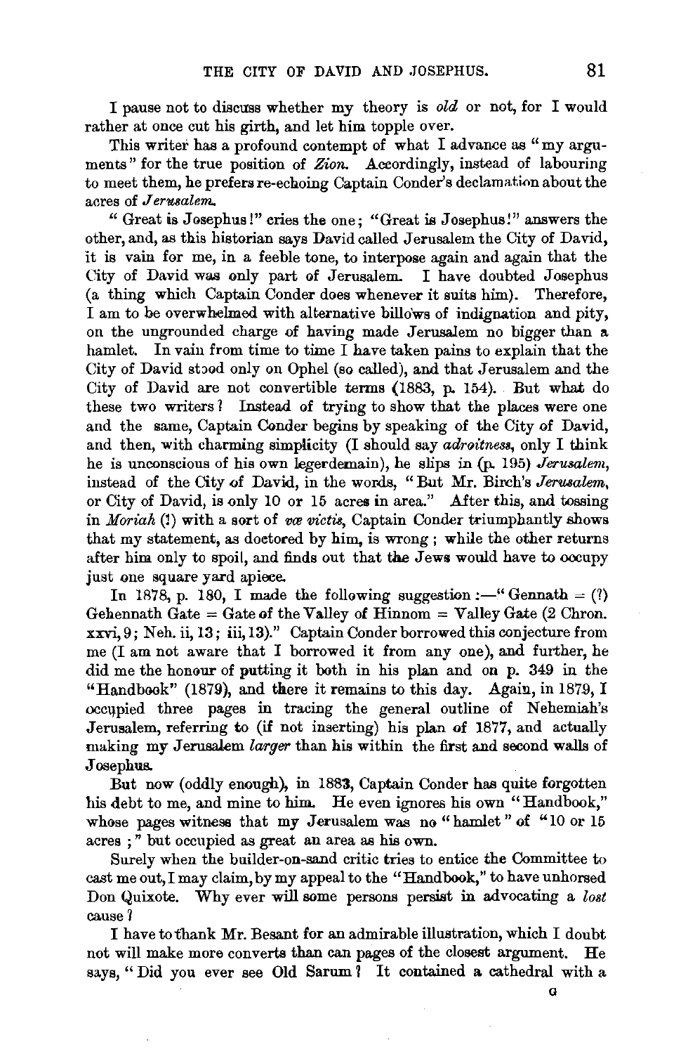I pause not to discuss whether my theory is *old* or not, for I would rather at once cut his girth, and let him topple over.

This writer has a profound contempt of what I advance as "my arguments" for the true position of *Zion*. Accordingly, instead of labouring to meet them, he prefers re-echoing Captain Conder's declamation about the acres of *Jerusalem*.

"Great is Josephus!" cries the one; "Great is Josephus!" answers the other, and, as this historian says David called Jerusalem the City of David, it is vain for me, in a feeble tone, to interpose again and again that the City of David was only part of Jerusalem. I have doubted Josephus (a thing which Captain Conder does whenever it suits him). Therefore, I am to be overwhelmed with alternative billows of indignation and pity, on the ungrounded charge of having made Jerusalem no bigger than a hamlet. In vain from time to time I have taken pains to explain that the City of David stood only on Ophel (so called), and that Jerusalem and the City of David are not convertible terms (1883, p. 154). But what do these two writers? Instead of trying to show that the places were one and the same, Captain Conder begins by speaking of the City of David, and then, with charming simplicity (I should say *adroitness*, only I think he is unconscious of his own legerdemain), he slips in (p. 195) *Jerusalem*, instead of the City of David, in the words, "But Mr. Birch's *Jerusalem*, or City of David, is only 10 or 15 acres in area." After this, and tossing in *Moriah* (!) with a sort of *væ victis*, Captain Conder triumphantly shows that my statement, as doctored by him, is wrong; while the other returns after him only to spoil, and finds out that the Jews would have to occupy just one square yard apiece.

In 1878, p. 180, I made the following suggestion:—"Gennath = (?) Gehennath Gate = Gate of the Valley of Hinnom = Valley Gate (2 Chron. xxvi, 9; Neh. ii, 13; iii, 13)." Captain Conder borrowed this conjecture from me (I am not aware that I borrowed it from any one), and further, he did me the honour of putting it both in his plan and on p. 349 in the "Handbook" (1879), and there it remains to this day. Again, in 1879, I occupied three pages in tracing the general outline of Nehemiah's Jerusalem, referring to (if not inserting) his plan of 1877, and actually making my Jerusalem *larger* than his within the first and second walls of Josephus.

But now (oddly enough), in 1883, Captain Conder has quite forgotten his debt to me, and mine to him. He even ignores his own "Handbook," whose pages witness that my Jerusalem was no "hamlet" of "10 or 15 acres;" but occupied as great an area as his own.

Surely when the builder-on-sand critic tries to entice the Committee to cast me out, I may claim, by my appeal to the "Handbook," to have unhorsed Don Quixote. Why ever will some persons persist in advocating a *lost* cause?

I have to thank Mr. Besant for an admirable illustration, which I doubt not will make more converts than can pages of the closest argument. He says, "Did you ever see Old Sarum? It contained a cathedral with a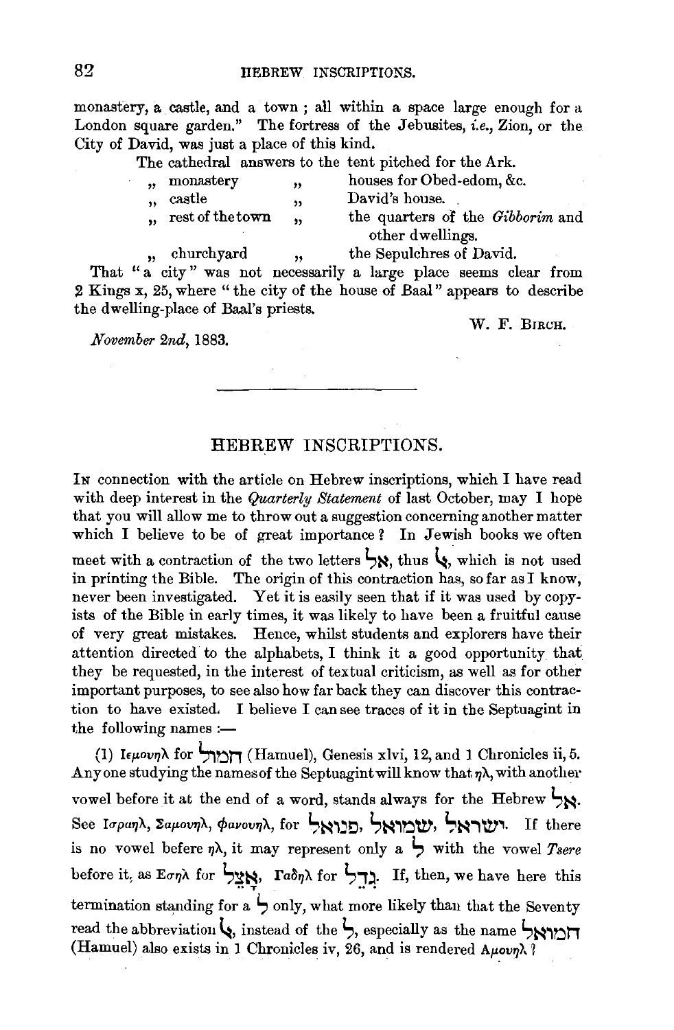monastery, a castle, and a town; all within a space large enough for a London square garden." The fortress of the Jebusites, *i.e.*, Zion, or the City of David, was just a place of this kind.

| | | |
|---|---|---|
| The cathedral | answers to the | tent pitched for the Ark. |
| „ monastery | „ | houses for Obed-edom, &c. |
| „ castle | „ | David's house. |
| „ rest of the town | „ | the quarters of the *Gibborim* and other dwellings. |
| „ churchyard | „ | the Sepulchres of David. |

That "a city" was not necessarily a large place seems clear from 2 Kings x, 25, where "the city of the house of Baal" appears to describe the dwelling-place of Baal's priests.

W. F. BIRCH.

*November 2nd*, 1883.

---

## HEBREW INSCRIPTIONS.

IN connection with the article on Hebrew inscriptions, which I have read with deep interest in the *Quarterly Statement* of last October, may I hope that you will allow me to throw out a suggestion concerning another matter which I believe to be of great importance? In Jewish books we often meet with a contraction of the two letters אל, thus ﭏ, which is not used in printing the Bible. The origin of this contraction has, so far as I know, never been investigated. Yet it is easily seen that if it was used by copyists of the Bible in early times, it was likely to have been a fruitful cause of very great mistakes. Hence, whilst students and explorers have their attention directed to the alphabets, I think it a good opportunity that they be requested, in the interest of textual criticism, as well as for other important purposes, to see also how far back they can discover this contraction to have existed. I believe I can see traces of it in the Septuagint in the following names:—

(1) Ιεμουηλ for חמול (Hamuel), Genesis xlvi, 12, and 1 Chronicles ii, 5. Any one studying the names of the Septuagint will know that ηλ, with another vowel before it at the end of a word, stands always for the Hebrew אל. See Ισραηλ, Σαμουηλ, Φανουηλ, for פנואל, שמואל, ישראל. If there is no vowel before ηλ, it may represent only a ל with the vowel *Tsere* before it, as Εσηλ for אָצֵל, Γαδηλ for גִּדֵּל. If, then, we have here this termination standing for a ל only, what more likely than that the Seventy read the abbreviation ﭏ, instead of the ל, especially as the name חמואל (Hamuel) also exists in 1 Chronicles iv, 26, and is rendered Αμουηλ?